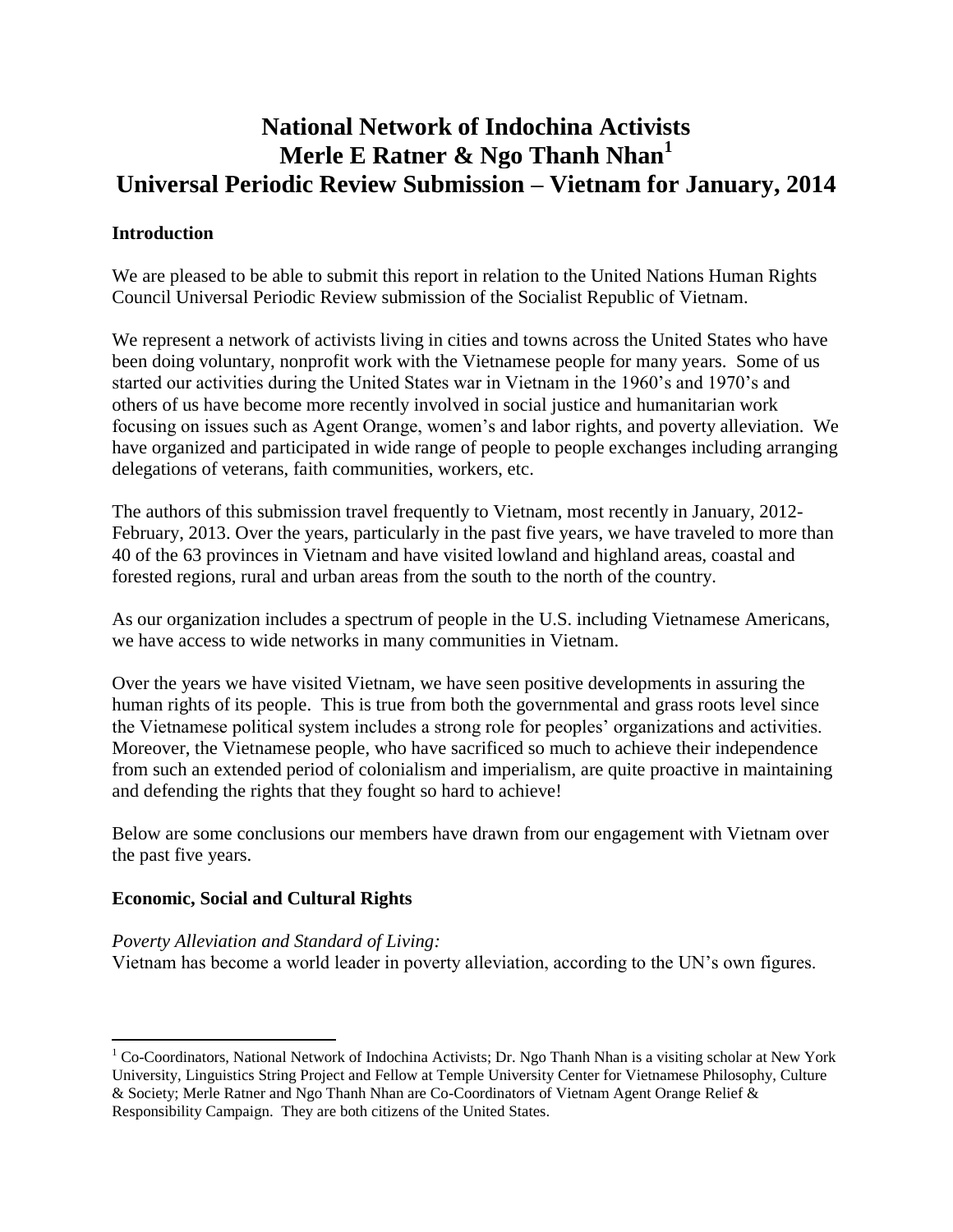# National Network of Indochina Activists
# Merle E Ratner & Ngo Thanh Nhan[1]
# Universal Periodic Review Submission – Vietnam for January, 2014

## Introduction

We are pleased to be able to submit this report in relation to the United Nations Human Rights Council Universal Periodic Review submission of the Socialist Republic of Vietnam.

We represent a network of activists living in cities and towns across the United States who have been doing voluntary, nonprofit work with the Vietnamese people for many years. Some of us started our activities during the United States war in Vietnam in the 1960's and 1970's and others of us have become more recently involved in social justice and humanitarian work focusing on issues such as Agent Orange, women's and labor rights, and poverty alleviation. We have organized and participated in wide range of people to people exchanges including arranging delegations of veterans, faith communities, workers, etc.

The authors of this submission travel frequently to Vietnam, most recently in January, 2012-February, 2013. Over the years, particularly in the past five years, we have traveled to more than 40 of the 63 provinces in Vietnam and have visited lowland and highland areas, coastal and forested regions, rural and urban areas from the south to the north of the country.

As our organization includes a spectrum of people in the U.S. including Vietnamese Americans, we have access to wide networks in many communities in Vietnam.

Over the years we have visited Vietnam, we have seen positive developments in assuring the human rights of its people. This is true from both the governmental and grass roots level since the Vietnamese political system includes a strong role for peoples' organizations and activities. Moreover, the Vietnamese people, who have sacrificed so much to achieve their independence from such an extended period of colonialism and imperialism, are quite proactive in maintaining and defending the rights that they fought so hard to achieve!

Below are some conclusions our members have drawn from our engagement with Vietnam over the past five years.

## Economic, Social and Cultural Rights

*Poverty Alleviation and Standard of Living:*

Vietnam has become a world leader in poverty alleviation, according to the UN's own figures.

---

[1] Co-Coordinators, National Network of Indochina Activists; Dr. Ngo Thanh Nhan is a visiting scholar at New York University, Linguistics String Project and Fellow at Temple University Center for Vietnamese Philosophy, Culture & Society; Merle Ratner and Ngo Thanh Nhan are Co-Coordinators of Vietnam Agent Orange Relief & Responsibility Campaign. They are both citizens of the United States.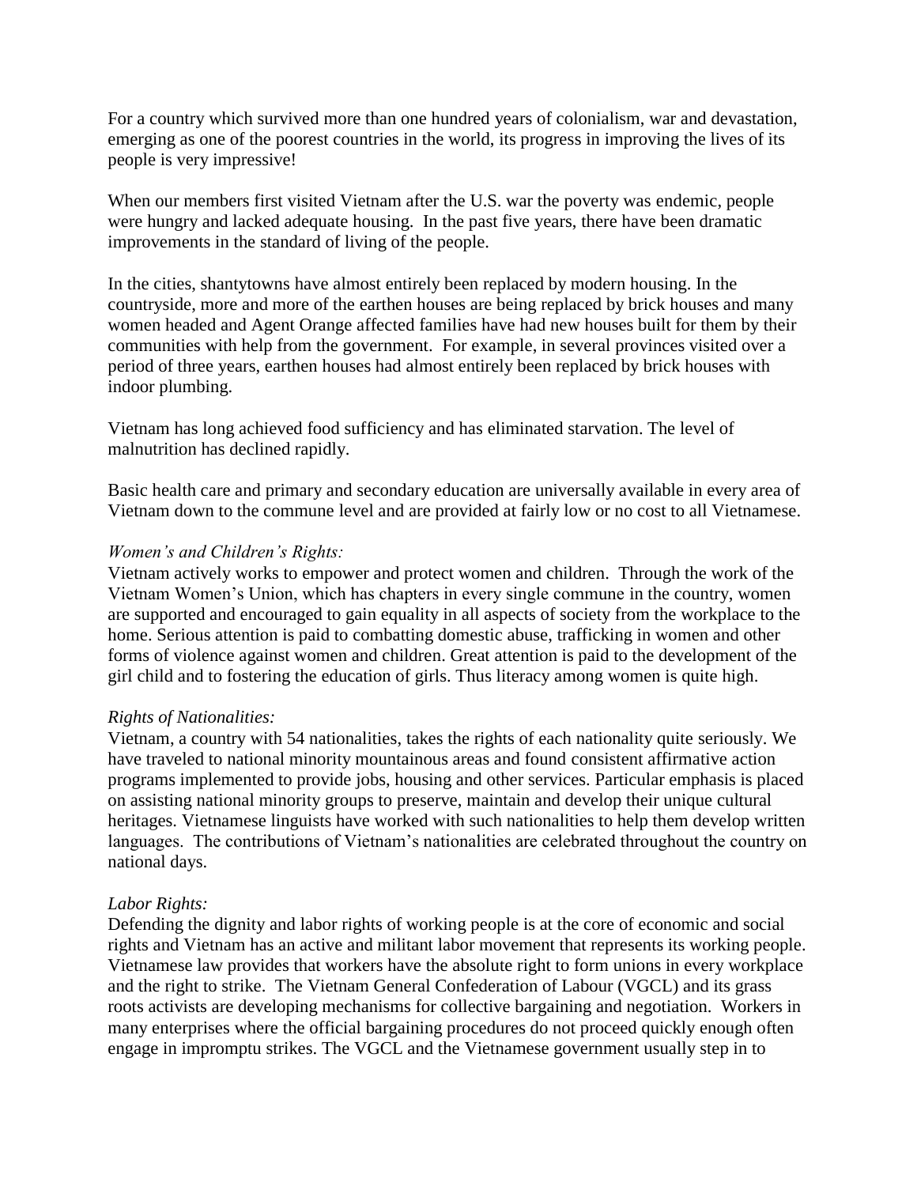For a country which survived more than one hundred years of colonialism, war and devastation, emerging as one of the poorest countries in the world, its progress in improving the lives of its people is very impressive!

When our members first visited Vietnam after the U.S. war the poverty was endemic, people were hungry and lacked adequate housing. In the past five years, there have been dramatic improvements in the standard of living of the people.

In the cities, shantytowns have almost entirely been replaced by modern housing. In the countryside, more and more of the earthen houses are being replaced by brick houses and many women headed and Agent Orange affected families have had new houses built for them by their communities with help from the government. For example, in several provinces visited over a period of three years, earthen houses had almost entirely been replaced by brick houses with indoor plumbing.

Vietnam has long achieved food sufficiency and has eliminated starvation. The level of malnutrition has declined rapidly.

Basic health care and primary and secondary education are universally available in every area of Vietnam down to the commune level and are provided at fairly low or no cost to all Vietnamese.

*Women's and Children's Rights:*
Vietnam actively works to empower and protect women and children. Through the work of the Vietnam Women's Union, which has chapters in every single commune in the country, women are supported and encouraged to gain equality in all aspects of society from the workplace to the home. Serious attention is paid to combatting domestic abuse, trafficking in women and other forms of violence against women and children. Great attention is paid to the development of the girl child and to fostering the education of girls. Thus literacy among women is quite high.

*Rights of Nationalities:*
Vietnam, a country with 54 nationalities, takes the rights of each nationality quite seriously. We have traveled to national minority mountainous areas and found consistent affirmative action programs implemented to provide jobs, housing and other services. Particular emphasis is placed on assisting national minority groups to preserve, maintain and develop their unique cultural heritages. Vietnamese linguists have worked with such nationalities to help them develop written languages. The contributions of Vietnam's nationalities are celebrated throughout the country on national days.

*Labor Rights:*
Defending the dignity and labor rights of working people is at the core of economic and social rights and Vietnam has an active and militant labor movement that represents its working people. Vietnamese law provides that workers have the absolute right to form unions in every workplace and the right to strike. The Vietnam General Confederation of Labour (VGCL) and its grass roots activists are developing mechanisms for collective bargaining and negotiation. Workers in many enterprises where the official bargaining procedures do not proceed quickly enough often engage in impromptu strikes. The VGCL and the Vietnamese government usually step in to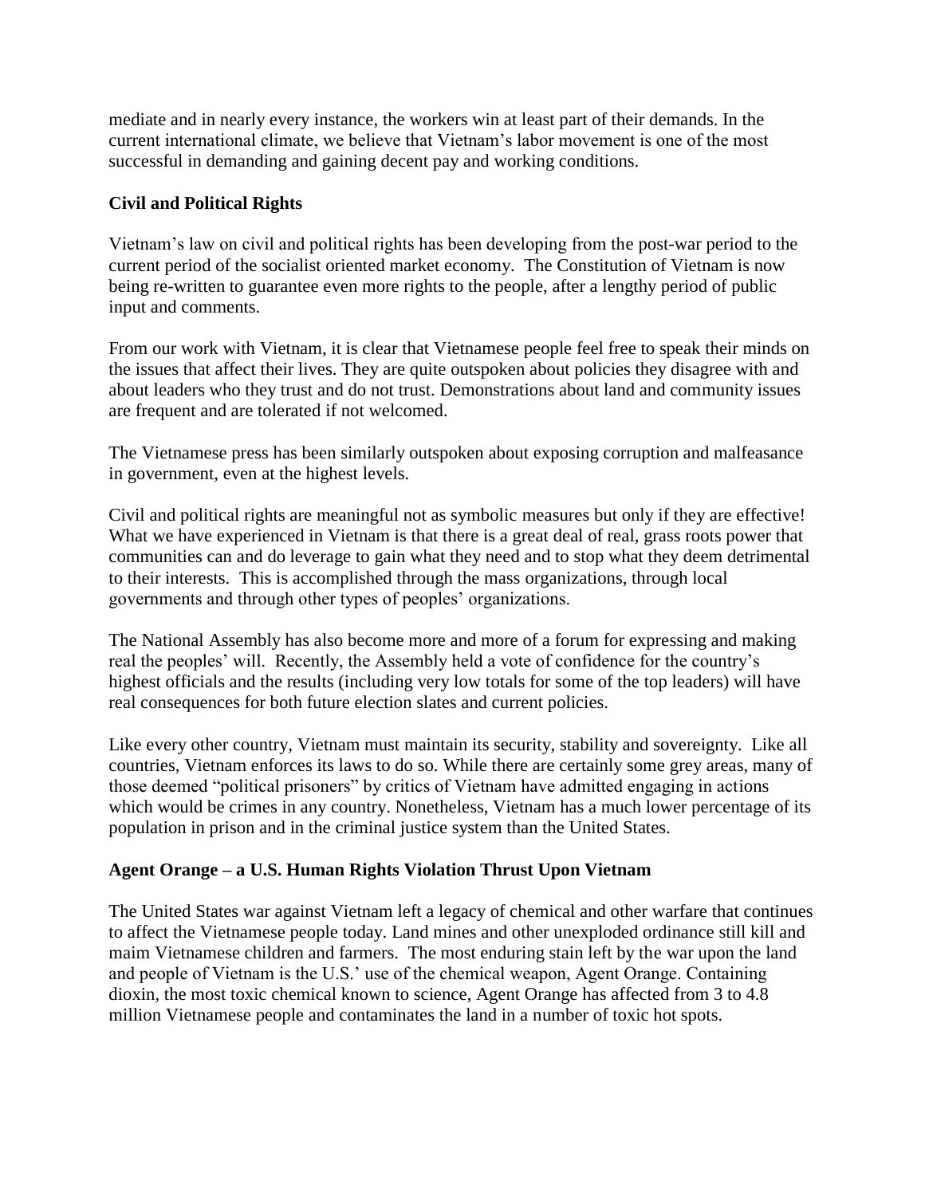mediate and in nearly every instance, the workers win at least part of their demands. In the current international climate, we believe that Vietnam's labor movement is one of the most successful in demanding and gaining decent pay and working conditions.

**Civil and Political Rights**

Vietnam's law on civil and political rights has been developing from the post-war period to the current period of the socialist oriented market economy. The Constitution of Vietnam is now being re-written to guarantee even more rights to the people, after a lengthy period of public input and comments.

From our work with Vietnam, it is clear that Vietnamese people feel free to speak their minds on the issues that affect their lives. They are quite outspoken about policies they disagree with and about leaders who they trust and do not trust. Demonstrations about land and community issues are frequent and are tolerated if not welcomed.

The Vietnamese press has been similarly outspoken about exposing corruption and malfeasance in government, even at the highest levels.

Civil and political rights are meaningful not as symbolic measures but only if they are effective! What we have experienced in Vietnam is that there is a great deal of real, grass roots power that communities can and do leverage to gain what they need and to stop what they deem detrimental to their interests. This is accomplished through the mass organizations, through local governments and through other types of peoples' organizations.

The National Assembly has also become more and more of a forum for expressing and making real the peoples' will. Recently, the Assembly held a vote of confidence for the country's highest officials and the results (including very low totals for some of the top leaders) will have real consequences for both future election slates and current policies.

Like every other country, Vietnam must maintain its security, stability and sovereignty. Like all countries, Vietnam enforces its laws to do so. While there are certainly some grey areas, many of those deemed "political prisoners" by critics of Vietnam have admitted engaging in actions which would be crimes in any country. Nonetheless, Vietnam has a much lower percentage of its population in prison and in the criminal justice system than the United States.

**Agent Orange – a U.S. Human Rights Violation Thrust Upon Vietnam**

The United States war against Vietnam left a legacy of chemical and other warfare that continues to affect the Vietnamese people today. Land mines and other unexploded ordinance still kill and maim Vietnamese children and farmers. The most enduring stain left by the war upon the land and people of Vietnam is the U.S.' use of the chemical weapon, Agent Orange. Containing dioxin, the most toxic chemical known to science, Agent Orange has affected from 3 to 4.8 million Vietnamese people and contaminates the land in a number of toxic hot spots.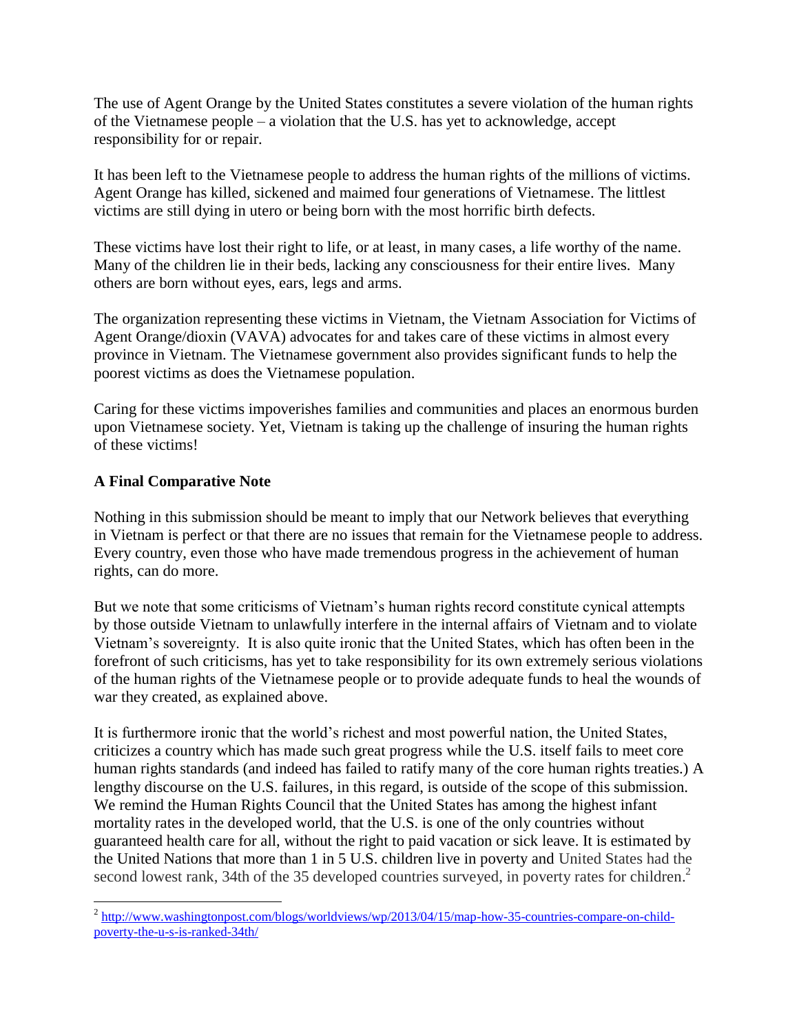The use of Agent Orange by the United States constitutes a severe violation of the human rights of the Vietnamese people – a violation that the U.S. has yet to acknowledge, accept responsibility for or repair.

It has been left to the Vietnamese people to address the human rights of the millions of victims. Agent Orange has killed, sickened and maimed four generations of Vietnamese. The littlest victims are still dying in utero or being born with the most horrific birth defects.

These victims have lost their right to life, or at least, in many cases, a life worthy of the name. Many of the children lie in their beds, lacking any consciousness for their entire lives. Many others are born without eyes, ears, legs and arms.

The organization representing these victims in Vietnam, the Vietnam Association for Victims of Agent Orange/dioxin (VAVA) advocates for and takes care of these victims in almost every province in Vietnam. The Vietnamese government also provides significant funds to help the poorest victims as does the Vietnamese population.

Caring for these victims impoverishes families and communities and places an enormous burden upon Vietnamese society. Yet, Vietnam is taking up the challenge of insuring the human rights of these victims!

**A Final Comparative Note**

Nothing in this submission should be meant to imply that our Network believes that everything in Vietnam is perfect or that there are no issues that remain for the Vietnamese people to address. Every country, even those who have made tremendous progress in the achievement of human rights, can do more.

But we note that some criticisms of Vietnam's human rights record constitute cynical attempts by those outside Vietnam to unlawfully interfere in the internal affairs of Vietnam and to violate Vietnam's sovereignty. It is also quite ironic that the United States, which has often been in the forefront of such criticisms, has yet to take responsibility for its own extremely serious violations of the human rights of the Vietnamese people or to provide adequate funds to heal the wounds of war they created, as explained above.

It is furthermore ironic that the world's richest and most powerful nation, the United States, criticizes a country which has made such great progress while the U.S. itself fails to meet core human rights standards (and indeed has failed to ratify many of the core human rights treaties.) A lengthy discourse on the U.S. failures, in this regard, is outside of the scope of this submission. We remind the Human Rights Council that the United States has among the highest infant mortality rates in the developed world, that the U.S. is one of the only countries without guaranteed health care for all, without the right to paid vacation or sick leave. It is estimated by the United Nations that more than 1 in 5 U.S. children live in poverty and United States had the second lowest rank, 34th of the 35 developed countries surveyed, in poverty rates for children.[2]

[2] http://www.washingtonpost.com/blogs/worldviews/wp/2013/04/15/map-how-35-countries-compare-on-child-poverty-the-u-s-is-ranked-34th/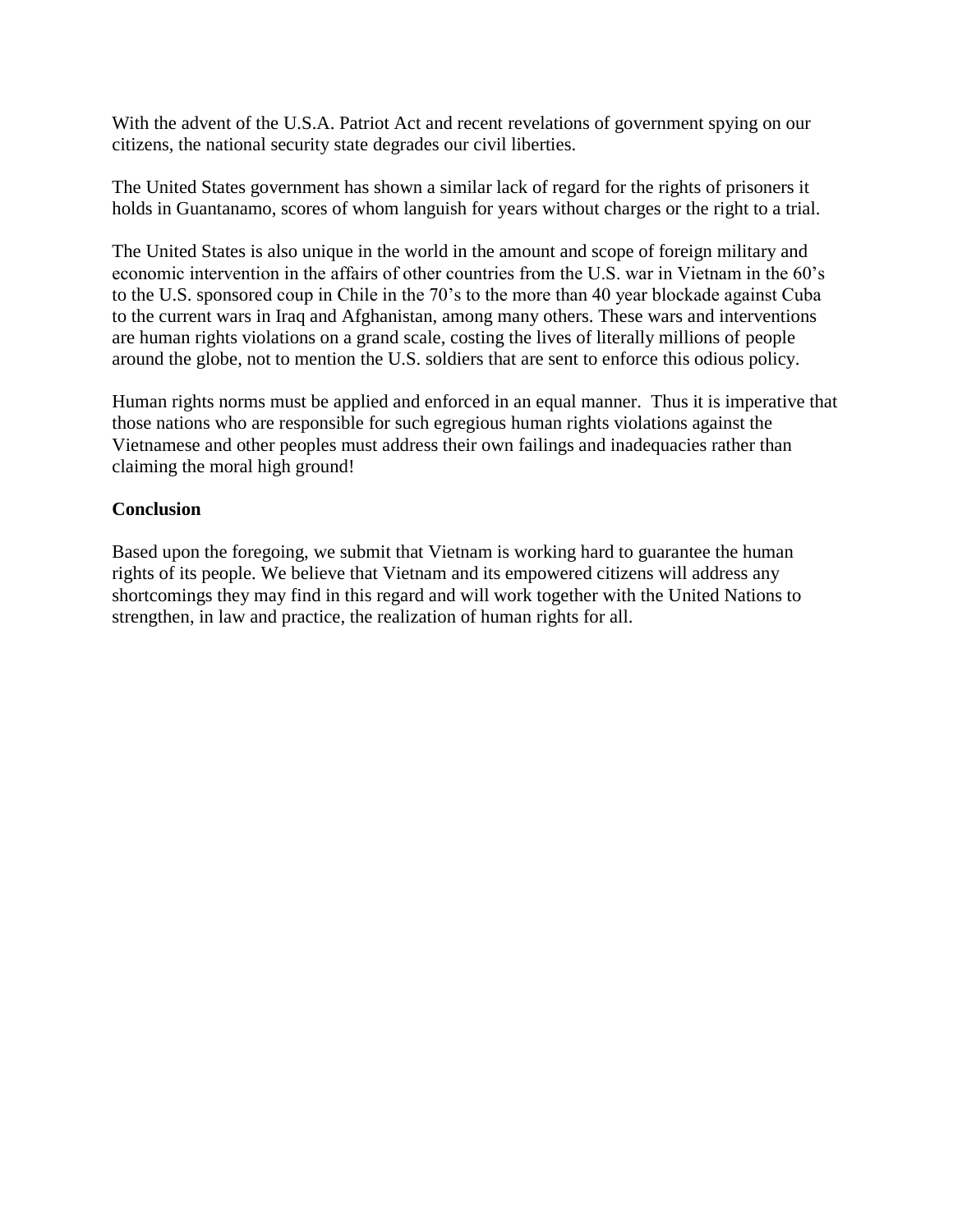With the advent of the U.S.A. Patriot Act and recent revelations of government spying on our citizens, the national security state degrades our civil liberties.

The United States government has shown a similar lack of regard for the rights of prisoners it holds in Guantanamo, scores of whom languish for years without charges or the right to a trial.

The United States is also unique in the world in the amount and scope of foreign military and economic intervention in the affairs of other countries from the U.S. war in Vietnam in the 60's to the U.S. sponsored coup in Chile in the 70's to the more than 40 year blockade against Cuba to the current wars in Iraq and Afghanistan, among many others. These wars and interventions are human rights violations on a grand scale, costing the lives of literally millions of people around the globe, not to mention the U.S. soldiers that are sent to enforce this odious policy.

Human rights norms must be applied and enforced in an equal manner. Thus it is imperative that those nations who are responsible for such egregious human rights violations against the Vietnamese and other peoples must address their own failings and inadequacies rather than claiming the moral high ground!

**Conclusion**

Based upon the foregoing, we submit that Vietnam is working hard to guarantee the human rights of its people. We believe that Vietnam and its empowered citizens will address any shortcomings they may find in this regard and will work together with the United Nations to strengthen, in law and practice, the realization of human rights for all.